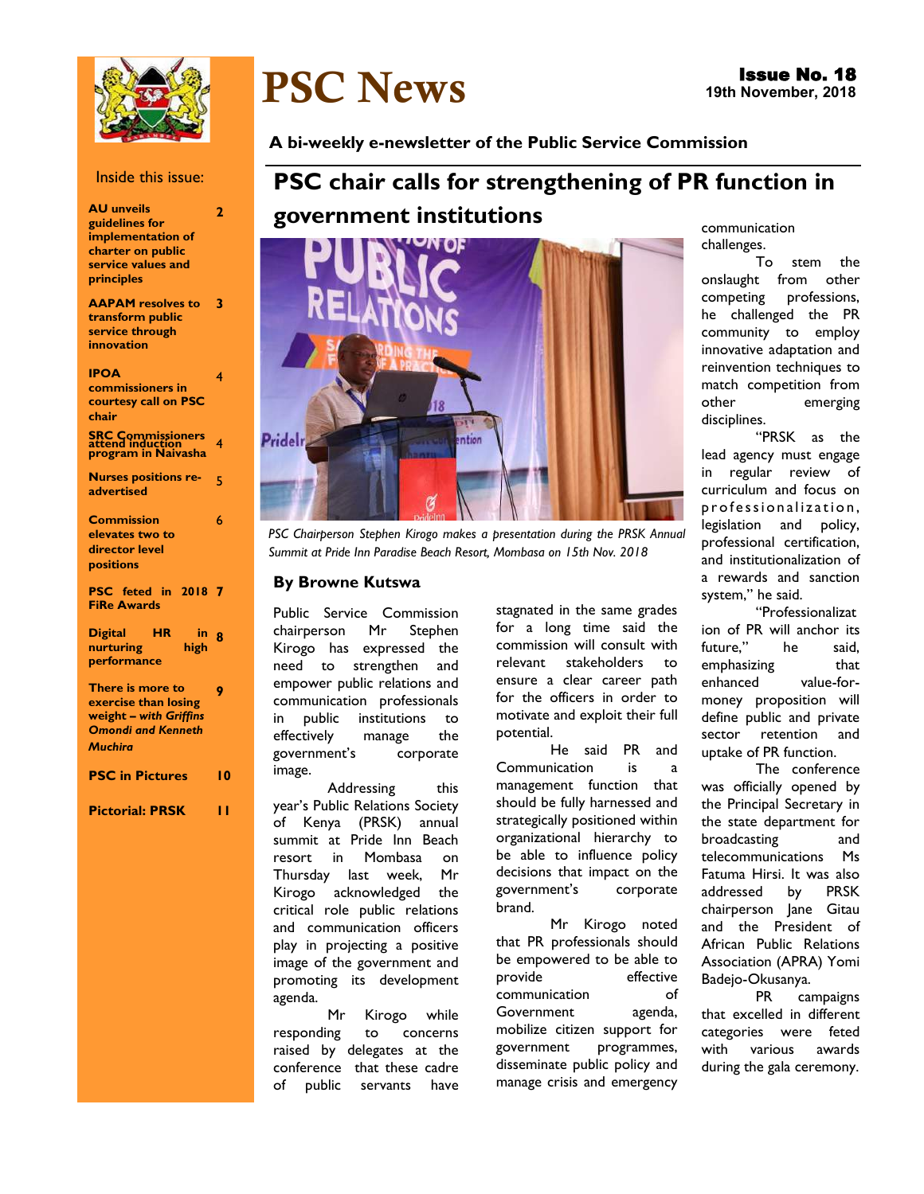# PSC News

**Issue No. 18**
**19th November, 2018**

**A bi-weekly e-newsletter of the Public Service Commission**

Inside this issue:

| | |
|---|---|
| **AU unveils guidelines for implementation of charter on public service values and principles** | **2** |
| **AAPAM resolves to transform public service through innovation** | **3** |
| **IPOA commissioners in courtesy call on PSC chair** | **4** |
| **SRC Commissioners attend induction program in Naivasha** | **4** |
| **Nurses positions re-advertised** | **5** |
| **Commission elevates two to director level positions** | **6** |
| **PSC feted in 2018 FiRe Awards** | **7** |
| **Digital HR in nurturing high performance** | **8** |
| **There is more to exercise than losing weight – *with Griffins Omondi and Kenneth Muchira*** | **9** |
| **PSC in Pictures** | **10** |
| **Pictorial: PRSK** | **11** |

## PSC chair calls for strengthening of PR function in government institutions

*PSC Chairperson Stephen Kirogo makes a presentation during the PRSK Annual Summit at Pride Inn Paradise Beach Resort, Mombasa on 15th Nov. 2018*

### By Browne Kutswa

Public Service Commission chairperson Mr Stephen Kirogo has expressed the need to strengthen and empower public relations and communication professionals in public institutions to effectively manage the government's corporate image.

Addressing this year's Public Relations Society of Kenya (PRSK) annual summit at Pride Inn Beach resort in Mombasa on Thursday last week, Mr Kirogo acknowledged the critical role public relations and communication officers play in projecting a positive image of the government and promoting its development agenda.

Mr Kirogo while responding to concerns raised by delegates at the conference that these cadre of public servants have stagnated in the same grades for a long time said the commission will consult with relevant stakeholders to ensure a clear career path for the officers in order to motivate and exploit their full potential.

He said PR and Communication is a management function that should be fully harnessed and strategically positioned within organizational hierarchy to be able to influence policy decisions that impact on the government's corporate brand.

Mr Kirogo noted that PR professionals should be empowered to be able to provide effective communication of Government agenda, mobilize citizen support for government programmes, disseminate public policy and manage crisis and emergency communication challenges.

To stem the onslaught from other competing professions, he challenged the PR community to employ innovative adaptation and reinvention techniques to match competition from other emerging disciplines.

"PRSK as the lead agency must engage in regular review of curriculum and focus on professionalization, legislation and policy, professional certification, and institutionalization of a rewards and sanction system," he said.

"Professionalization of PR will anchor its future," he said, emphasizing that enhanced value-for-money proposition will define public and private sector retention and uptake of PR function.

The conference was officially opened by the Principal Secretary in the state department for broadcasting and telecommunications Ms Fatuma Hirsi. It was also addressed by PRSK chairperson Jane Gitau and the President of African Public Relations Association (APRA) Yomi Badejo-Okusanya.

PR campaigns that excelled in different categories were feted with various awards during the gala ceremony.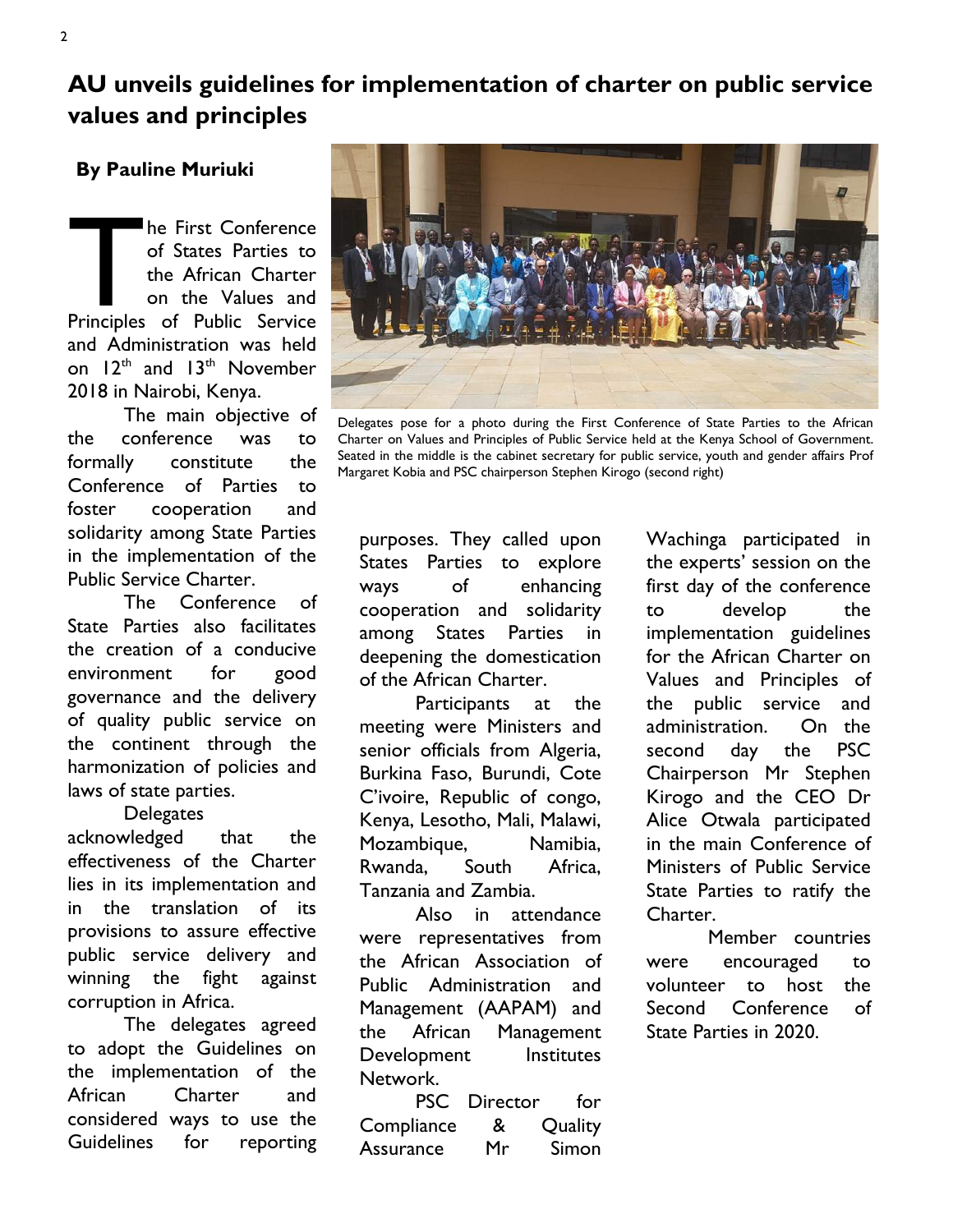# AU unveils guidelines for implementation of charter on public service values and principles

**By Pauline Muriuki**

The First Conference of States Parties to the African Charter on the Values and Principles of Public Service and Administration was held on 12th and 13th November 2018 in Nairobi, Kenya.

The main objective of the conference was to formally constitute the Conference of Parties to foster cooperation and solidarity among State Parties in the implementation of the Public Service Charter.

The Conference of State Parties also facilitates the creation of a conducive environment for good governance and the delivery of quality public service on the continent through the harmonization of policies and laws of state parties.

Delegates acknowledged that the effectiveness of the Charter lies in its implementation and in the translation of its provisions to assure effective public service delivery and winning the fight against corruption in Africa.

The delegates agreed to adopt the Guidelines on the implementation of the African Charter and considered ways to use the Guidelines for reporting purposes. They called upon States Parties to explore ways of enhancing cooperation and solidarity among States Parties in deepening the domestication of the African Charter.

Delegates pose for a photo during the First Conference of State Parties to the African Charter on Values and Principles of Public Service held at the Kenya School of Government. Seated in the middle is the cabinet secretary for public service, youth and gender affairs Prof Margaret Kobia and PSC chairperson Stephen Kirogo (second right)

Participants at the meeting were Ministers and senior officials from Algeria, Burkina Faso, Burundi, Cote C'ivoire, Republic of congo, Kenya, Lesotho, Mali, Malawi, Mozambique, Namibia, Rwanda, South Africa, Tanzania and Zambia.

Also in attendance were representatives from the African Association of Public Administration and Management (AAPAM) and the African Management Development Institutes Network.

PSC Director for Compliance & Quality Assurance Mr Simon Wachinga participated in the experts' session on the first day of the conference to develop the implementation guidelines for the African Charter on Values and Principles of the public service and administration. On the second day the PSC Chairperson Mr Stephen Kirogo and the CEO Dr Alice Otwala participated in the main Conference of Ministers of Public Service State Parties to ratify the Charter.

Member countries were encouraged to volunteer to host the Second Conference of State Parties in 2020.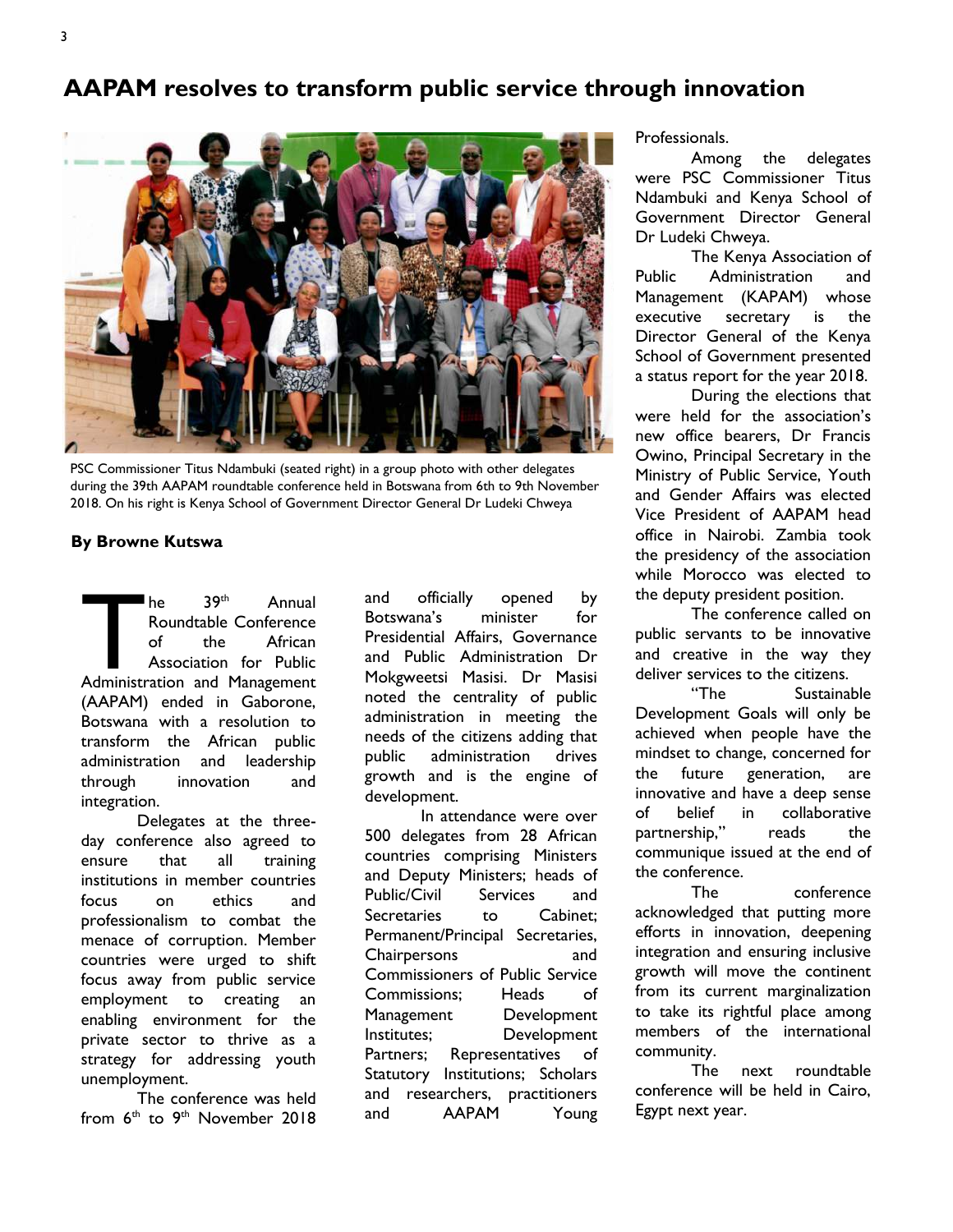# AAPAM resolves to transform public service through innovation

PSC Commissioner Titus Ndambuki (seated right) in a group photo with other delegates during the 39th AAPAM roundtable conference held in Botswana from 6th to 9th November 2018. On his right is Kenya School of Government Director General Dr Ludeki Chweya

**By Browne Kutswa**

The 39th Annual Roundtable Conference of the African Association for Public Administration and Management (AAPAM) ended in Gaborone, Botswana with a resolution to transform the African public administration and leadership through innovation and integration.

Delegates at the three-day conference also agreed to ensure that all training institutions in member countries focus on ethics and professionalism to combat the menace of corruption. Member countries were urged to shift focus away from public service employment to creating an enabling environment for the private sector to thrive as a strategy for addressing youth unemployment.

The conference was held from 6th to 9th November 2018 and officially opened by Botswana's minister for Presidential Affairs, Governance and Public Administration Dr Mokgweetsi Masisi. Dr Masisi noted the centrality of public administration in meeting the needs of the citizens adding that public administration drives growth and is the engine of development.

In attendance were over 500 delegates from 28 African countries comprising Ministers and Deputy Ministers; heads of Public/Civil Services and Secretaries to Cabinet; Permanent/Principal Secretaries, Chairpersons and Commissioners of Public Service Commissions; Heads of Management Development Institutes; Development Partners; Representatives of Statutory Institutions; Scholars and researchers, practitioners and AAPAM Young Professionals.

Among the delegates were PSC Commissioner Titus Ndambuki and Kenya School of Government Director General Dr Ludeki Chweya.

The Kenya Association of Public Administration and Management (KAPAM) whose executive secretary is the Director General of the Kenya School of Government presented a status report for the year 2018.

During the elections that were held for the association's new office bearers, Dr Francis Owino, Principal Secretary in the Ministry of Public Service, Youth and Gender Affairs was elected Vice President of AAPAM head office in Nairobi. Zambia took the presidency of the association while Morocco was elected to the deputy president position.

The conference called on public servants to be innovative and creative in the way they deliver services to the citizens.

"The Sustainable Development Goals will only be achieved when people have the mindset to change, concerned for the future generation, are innovative and have a deep sense of belief in collaborative partnership," reads the communique issued at the end of the conference.

The conference acknowledged that putting more efforts in innovation, deepening integration and ensuring inclusive growth will move the continent from its current marginalization to take its rightful place among members of the international community.

The next roundtable conference will be held in Cairo, Egypt next year.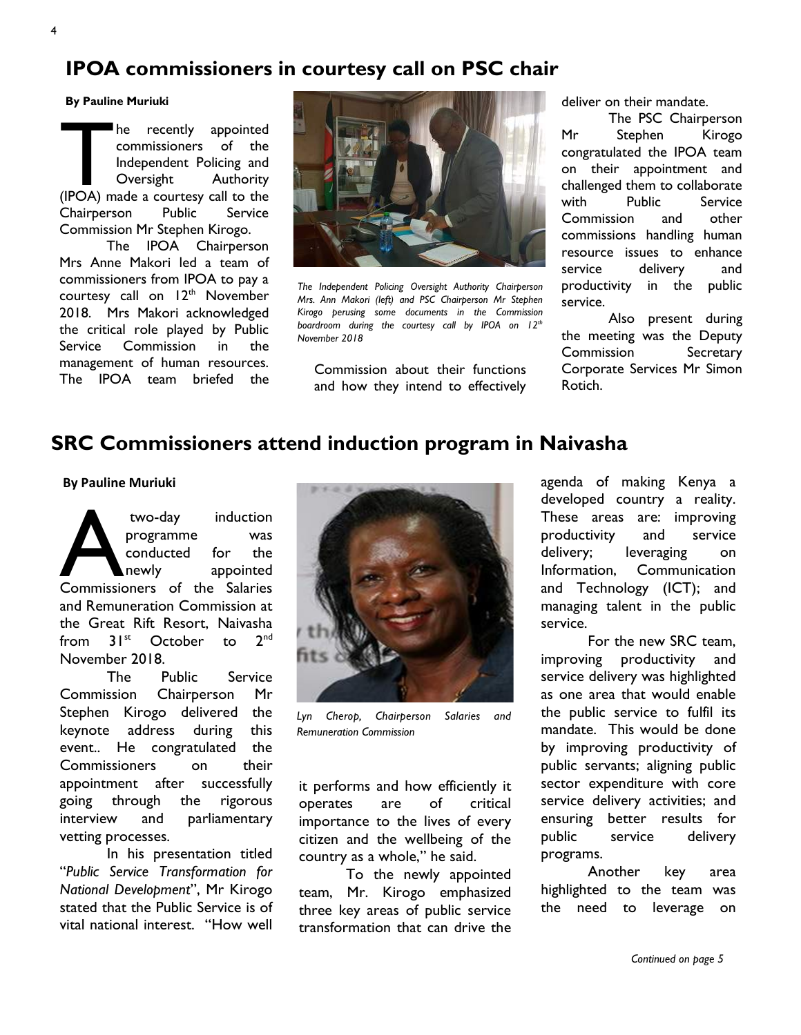## IPOA commissioners in courtesy call on PSC chair

**By Pauline Muriuki**

The recently appointed commissioners of the Independent Policing and Oversight Authority (IPOA) made a courtesy call to the Chairperson Public Service Commission Mr Stephen Kirogo.

The IPOA Chairperson Mrs Anne Makori led a team of commissioners from IPOA to pay a courtesy call on 12th November 2018. Mrs Makori acknowledged the critical role played by Public Service Commission in the management of human resources. The IPOA team briefed the Commission about their functions and how they intend to effectively deliver on their mandate.

*The Independent Policing Oversight Authority Chairperson Mrs. Ann Makori (left) and PSC Chairperson Mr Stephen Kirogo perusing some documents in the Commission boardroom during the courtesy call by IPOA on 12th November 2018*

The PSC Chairperson Mr Stephen Kirogo congratulated the IPOA team on their appointment and challenged them to collaborate with Public Service Commission and other commissions handling human resource issues to enhance service delivery and productivity in the public service.

Also present during the meeting was the Deputy Commission Secretary Corporate Services Mr Simon Rotich.

## SRC Commissioners attend induction program in Naivasha

**By Pauline Muriuki**

A two-day induction programme was conducted for the newly appointed Commissioners of the Salaries and Remuneration Commission at the Great Rift Resort, Naivasha from 31st October to 2nd November 2018.

The Public Service Commission Chairperson Mr Stephen Kirogo delivered the keynote address during this event.. He congratulated the Commissioners on their appointment after successfully going through the rigorous interview and parliamentary vetting processes.

In his presentation titled "*Public Service Transformation for National Development*", Mr Kirogo stated that the Public Service is of vital national interest. "How well it performs and how efficiently it operates are of critical importance to the lives of every citizen and the wellbeing of the country as a whole," he said.

*Lyn Cherop, Chairperson Salaries and Remuneration Commission*

To the newly appointed team, Mr. Kirogo emphasized three key areas of public service transformation that can drive the agenda of making Kenya a developed country a reality. These areas are: improving productivity and service delivery; leveraging on Information, Communication and Technology (ICT); and managing talent in the public service.

For the new SRC team, improving productivity and service delivery was highlighted as one area that would enable the public service to fulfil its mandate. This would be done by improving productivity of public servants; aligning public sector expenditure with core service delivery activities; and ensuring better results for public service delivery programs.

Another key area highlighted to the team was the need to leverage on

*Continued on page 5*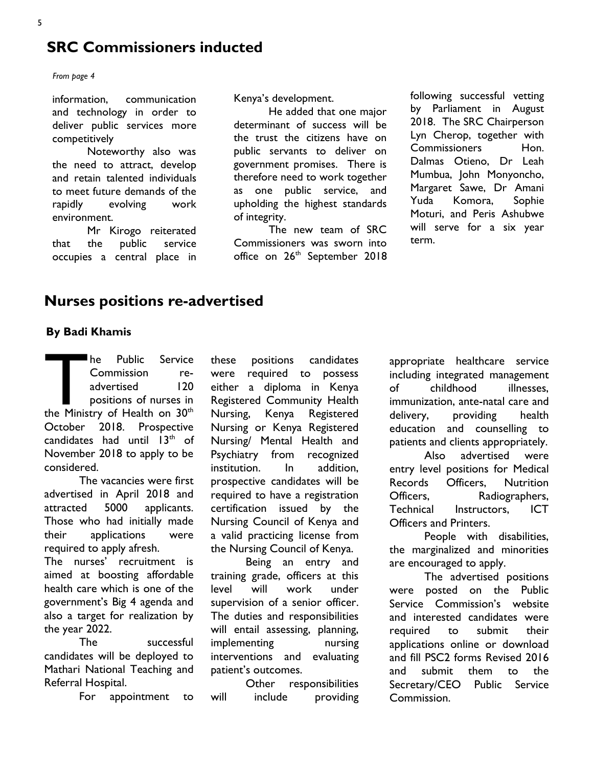## SRC Commissioners inducted

*From page 4*

information, communication and technology in order to deliver public services more competitively

Noteworthy also was the need to attract, develop and retain talented individuals to meet future demands of the rapidly evolving work environment.

Mr Kirogo reiterated that the public service occupies a central place in Kenya's development.

He added that one major determinant of success will be the trust the citizens have on public servants to deliver on government promises. There is therefore need to work together as one public service, and upholding the highest standards of integrity.

The new team of SRC Commissioners was sworn into office on 26th September 2018 following successful vetting by Parliament in August 2018. The SRC Chairperson Lyn Cherop, together with Commissioners Hon. Dalmas Otieno, Dr Leah Mumbua, John Monyoncho, Margaret Sawe, Dr Amani Yuda Komora, Sophie Moturi, and Peris Ashubwe will serve for a six year term.

## Nurses positions re-advertised

**By Badi Khamis**

The Public Service Commission re-advertised 120 positions of nurses in the Ministry of Health on 30th October 2018. Prospective candidates had until 13th of November 2018 to apply to be considered.

The vacancies were first advertised in April 2018 and attracted 5000 applicants. Those who had initially made their applications were required to apply afresh.

The nurses' recruitment is aimed at boosting affordable health care which is one of the government's Big 4 agenda and also a target for realization by the year 2022.

The successful candidates will be deployed to Mathari National Teaching and Referral Hospital.

For appointment to these positions candidates were required to possess either a diploma in Kenya Registered Community Health Nursing, Kenya Registered Nursing or Kenya Registered Nursing/ Mental Health and Psychiatry from recognized institution. In addition, prospective candidates will be required to have a registration certification issued by the Nursing Council of Kenya and a valid practicing license from the Nursing Council of Kenya.

Being an entry and training grade, officers at this level will work under supervision of a senior officer. The duties and responsibilities will entail assessing, planning, implementing nursing interventions and evaluating patient's outcomes.

Other responsibilities will include providing appropriate healthcare service including integrated management of childhood illnesses, immunization, ante-natal care and delivery, providing health education and counselling to patients and clients appropriately.

Also advertised were entry level positions for Medical Records Officers, Nutrition Officers, Radiographers, Technical Instructors, ICT Officers and Printers.

People with disabilities, the marginalized and minorities are encouraged to apply.

The advertised positions were posted on the Public Service Commission's website and interested candidates were required to submit their applications online or download and fill PSC2 forms Revised 2016 and submit them to the Secretary/CEO Public Service Commission.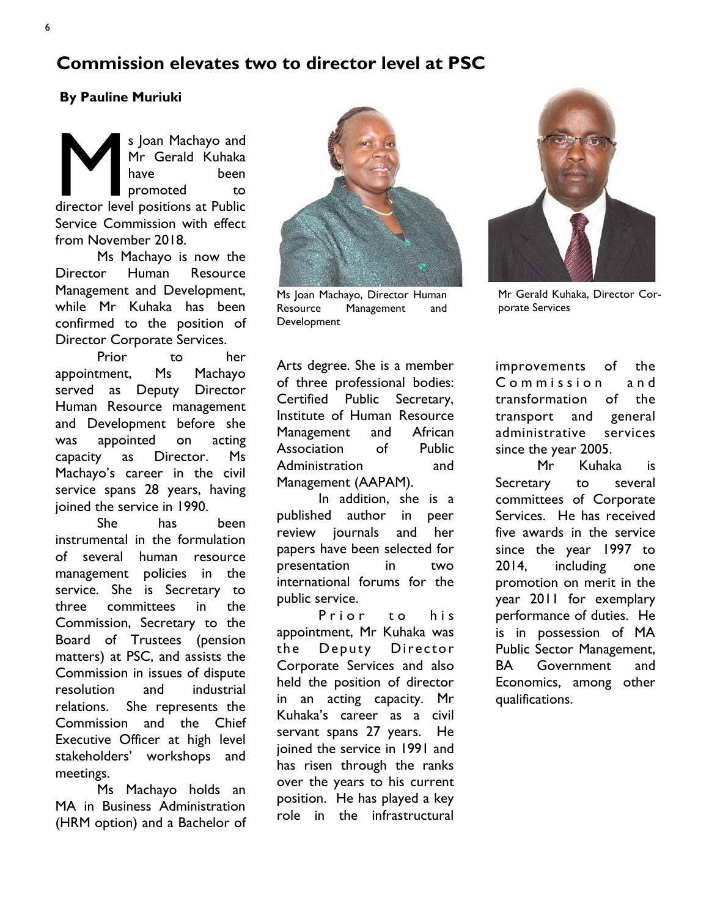## Commission elevates two to director level at PSC

**By Pauline Muriuki**

Ms Joan Machayo and Mr Gerald Kuhaka have been promoted to director level positions at Public Service Commission with effect from November 2018.

Ms Machayo is now the Director Human Resource Management and Development, while Mr Kuhaka has been confirmed to the position of Director Corporate Services.

Prior to her appointment, Ms Machayo served as Deputy Director Human Resource management and Development before she was appointed on acting capacity as Director. Ms Machayo's career in the civil service spans 28 years, having joined the service in 1990.

She has been instrumental in the formulation of several human resource management policies in the service. She is Secretary to three committees in the Commission, Secretary to the Board of Trustees (pension matters) at PSC, and assists the Commission in issues of dispute resolution and industrial relations. She represents the Commission and the Chief Executive Officer at high level stakeholders' workshops and meetings.

Ms Machayo holds an MA in Business Administration (HRM option) and a Bachelor of Arts degree. She is a member of three professional bodies: Certified Public Secretary, Institute of Human Resource Management and African Association of Public Administration and Management (AAPAM).

In addition, she is a published author in peer review journals and her papers have been selected for presentation in two international forums for the public service.

Ms Joan Machayo, Director Human Resource Management and Development

Mr Gerald Kuhaka, Director Corporate Services

Prior to his appointment, Mr Kuhaka was the Deputy Director Corporate Services and also held the position of director in an acting capacity. Mr Kuhaka's career as a civil servant spans 27 years. He joined the service in 1991 and has risen through the ranks over the years to his current position. He has played a key role in the infrastructural improvements of the Commission and transformation of the transport and general administrative services since the year 2005.

Mr Kuhaka is Secretary to several committees of Corporate Services. He has received five awards in the service since the year 1997 to 2014, including one promotion on merit in the year 2011 for exemplary performance of duties. He is in possession of MA Public Sector Management, BA Government and Economics, among other qualifications.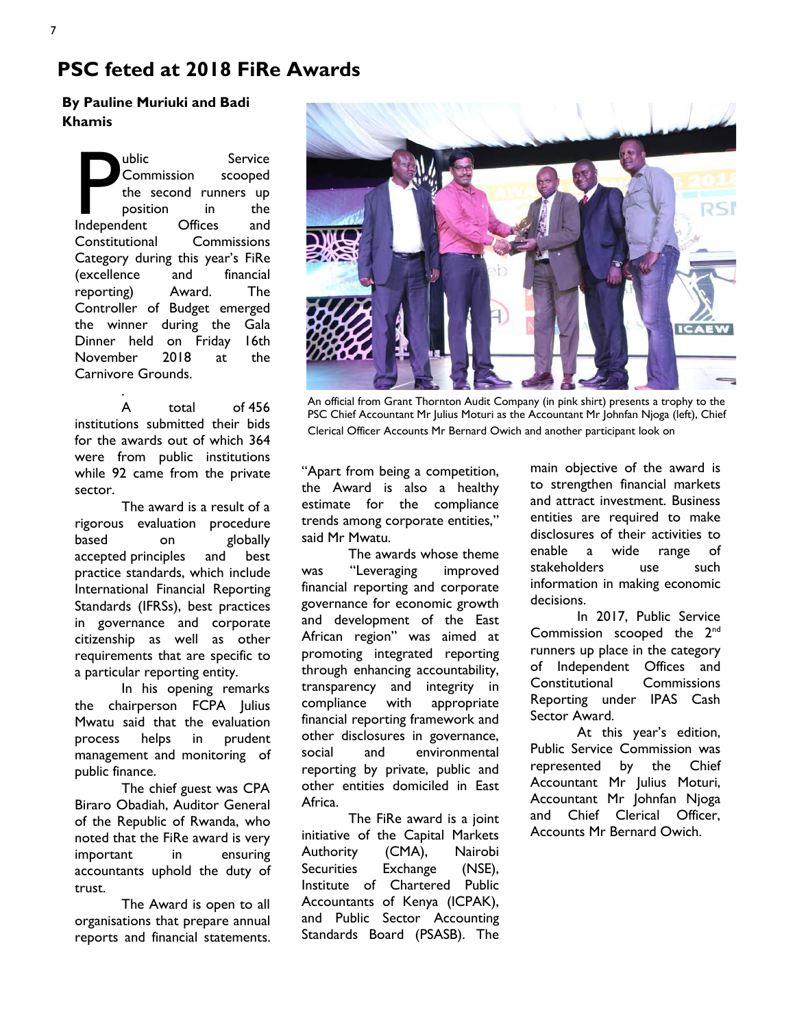# PSC feted at 2018 FiRe Awards

**By Pauline Muriuki and Badi Khamis**

Public Service Commission scooped the second runners up position in the Independent Offices and Constitutional Commissions Category during this year's FiRe (excellence and financial reporting) Award. The Controller of Budget emerged the winner during the Gala Dinner held on Friday 16th November 2018 at the Carnivore Grounds.

A total of 456 institutions submitted their bids for the awards out of which 364 were from public institutions while 92 came from the private sector.

The award is a result of a rigorous evaluation procedure based on globally accepted principles and best practice standards, which include International Financial Reporting Standards (IFRSs), best practices in governance and corporate citizenship as well as other requirements that are specific to a particular reporting entity.

In his opening remarks the chairperson FCPA Julius Mwatu said that the evaluation process helps in prudent management and monitoring of public finance.

The chief guest was CPA Biraro Obadiah, Auditor General of the Republic of Rwanda, who noted that the FiRe award is very important in ensuring accountants uphold the duty of trust.

The Award is open to all organisations that prepare annual reports and financial statements.

An official from Grant Thornton Audit Company (in pink shirt) presents a trophy to the PSC Chief Accountant Mr Julius Moturi as the Accountant Mr Johnfan Njoga (left), Chief Clerical Officer Accounts Mr Bernard Owich and another participant look on

"Apart from being a competition, the Award is also a healthy estimate for the compliance trends among corporate entities," said Mr Mwatu.

The awards whose theme was "Leveraging improved financial reporting and corporate governance for economic growth and development of the East African region" was aimed at promoting integrated reporting through enhancing accountability, transparency and integrity in compliance with appropriate financial reporting framework and other disclosures in governance, social and environmental reporting by private, public and other entities domiciled in East Africa.

The FiRe award is a joint initiative of the Capital Markets Authority (CMA), Nairobi Securities Exchange (NSE), Institute of Chartered Public Accountants of Kenya (ICPAK), and Public Sector Accounting Standards Board (PSASB). The main objective of the award is to strengthen financial markets and attract investment. Business entities are required to make disclosures of their activities to enable a wide range of stakeholders use such information in making economic decisions.

In 2017, Public Service Commission scooped the 2nd runners up place in the category of Independent Offices and Constitutional Commissions Reporting under IPAS Cash Sector Award.

At this year's edition, Public Service Commission was represented by the Chief Accountant Mr Julius Moturi, Accountant Mr Johnfan Njoga and Chief Clerical Officer, Accounts Mr Bernard Owich.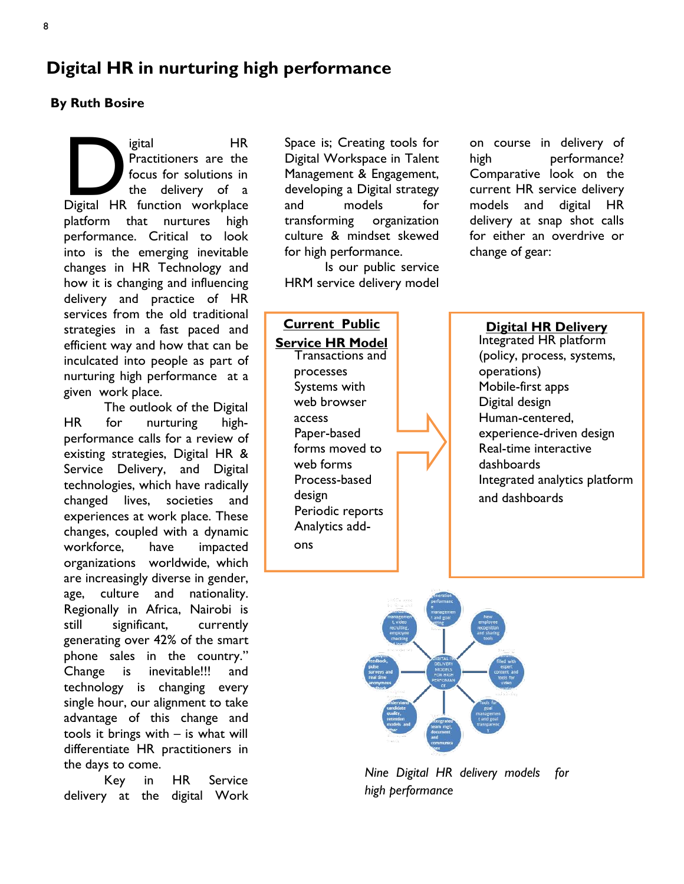# Digital HR in nurturing high performance

**By Ruth Bosire**

Digital HR Practitioners are the focus for solutions in the delivery of a Digital HR function workplace platform that nurtures high performance. Critical to look into is the emerging inevitable changes in HR Technology and how it is changing and influencing delivery and practice of HR services from the old traditional strategies in a fast paced and efficient way and how that can be inculcated into people as part of nurturing high performance at a given work place.

The outlook of the Digital HR for nurturing high-performance calls for a review of existing strategies, Digital HR & Service Delivery, and Digital technologies, which have radically changed lives, societies and experiences at work place. These changes, coupled with a dynamic workforce, have impacted organizations worldwide, which are increasingly diverse in gender, age, culture and nationality. Regionally in Africa, Nairobi is still significant, currently generating over 42% of the smart phone sales in the country." Change is inevitable!!! and technology is changing every single hour, our alignment to take advantage of this change and tools it brings with – is what will differentiate HR practitioners in the days to come.

Key in HR Service delivery at the digital Work Space is; Creating tools for Digital Workspace in Talent Management & Engagement, developing a Digital strategy and models for transforming organization culture & mindset skewed for high performance.

Is our public service HRM service delivery model on course in delivery of high performance? Comparative look on the current HR service delivery models and digital HR delivery at snap shot calls for either an overdrive or change of gear:

| Current Public Service HR Model | | Digital HR Delivery |
|---|---|---|
| Transactions and processes | → | Integrated HR platform (policy, process, systems, operations) |
| Systems with web browser access | | Mobile-first apps |
| Paper-based forms moved to web forms | | Digital design |
| Process-based design | | Human-centered, experience-driven design |
| Periodic reports | | Real-time interactive dashboards |
| Analytics add-ons | | Integrated analytics platform and dashboards |

*Nine Digital HR delivery models for high performance*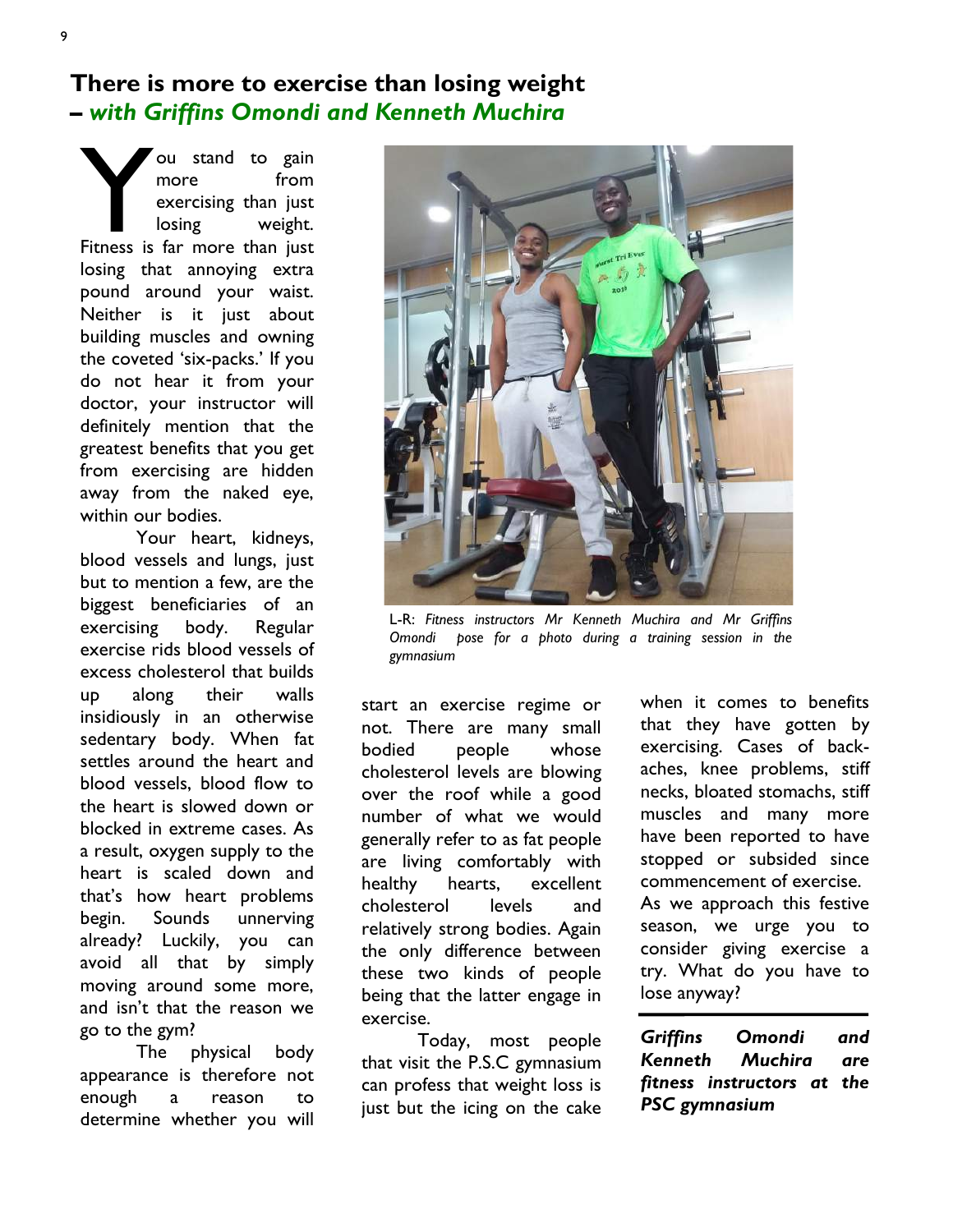# There is more to exercise than losing weight
## – *with Griffins Omondi and Kenneth Muchira*

You stand to gain more from exercising than just losing weight. Fitness is far more than just losing that annoying extra pound around your waist. Neither is it just about building muscles and owning the coveted 'six-packs.' If you do not hear it from your doctor, your instructor will definitely mention that the greatest benefits that you get from exercising are hidden away from the naked eye, within our bodies.

Your heart, kidneys, blood vessels and lungs, just but to mention a few, are the biggest beneficiaries of an exercising body. Regular exercise rids blood vessels of excess cholesterol that builds up along their walls insidiously in an otherwise sedentary body. When fat settles around the heart and blood vessels, blood flow to the heart is slowed down or blocked in extreme cases. As a result, oxygen supply to the heart is scaled down and that's how heart problems begin. Sounds unnerving already? Luckily, you can avoid all that by simply moving around some more, and isn't that the reason we go to the gym?

The physical body appearance is therefore not enough a reason to determine whether you will start an exercise regime or not. There are many small bodied people whose cholesterol levels are blowing over the roof while a good number of what we would generally refer to as fat people are living comfortably with healthy hearts, excellent cholesterol levels and relatively strong bodies. Again the only difference between these two kinds of people being that the latter engage in exercise.

*L-R: Fitness instructors Mr Kenneth Muchira and Mr Griffins Omondi pose for a photo during a training session in the gymnasium*

Today, most people that visit the P.S.C gymnasium can profess that weight loss is just but the icing on the cake when it comes to benefits that they have gotten by exercising. Cases of back-aches, knee problems, stiff necks, bloated stomachs, stiff muscles and many more have been reported to have stopped or subsided since commencement of exercise. As we approach this festive season, we urge you to consider giving exercise a try. What do you have to lose anyway?

---

***Griffins Omondi and Kenneth Muchira are fitness instructors at the PSC gymnasium***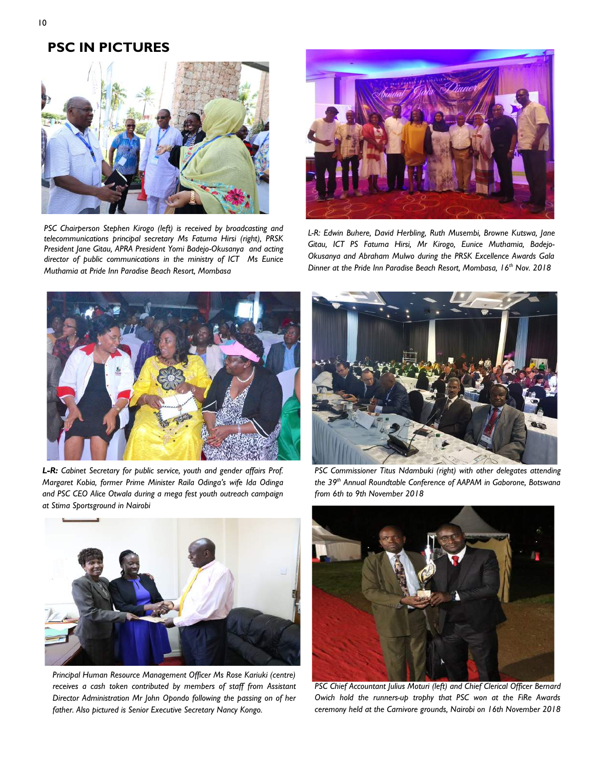## PSC IN PICTURES

*PSC Chairperson Stephen Kirogo (left) is received by broadcasting and telecommunications principal secretary Ms Fatuma Hirsi (right), PRSK President Jane Gitau, APRA President Yomi Badejo-Okusanya and acting director of public communications in the ministry of ICT Ms Eunice Muthamia at Pride Inn Paradise Beach Resort, Mombasa*

*L-R: Edwin Buhere, David Herbling, Ruth Musembi, Browne Kutswa, Jane Gitau, ICT PS Fatuma Hirsi, Mr Kirogo, Eunice Muthamia, Badejo-Okusanya and Abraham Mulwo during the PRSK Excellence Awards Gala Dinner at the Pride Inn Paradise Beach Resort, Mombasa, 16th Nov. 2018*

***L-R:** Cabinet Secretary for public service, youth and gender affairs Prof. Margaret Kobia, former Prime Minister Raila Odinga's wife Ida Odinga and PSC CEO Alice Otwala during a mega fest youth outreach campaign at Stima Sportsground in Nairobi*

*PSC Commissioner Titus Ndambuki (right) with other delegates attending the 39th Annual Roundtable Conference of AAPAM in Gaborone, Botswana from 6th to 9th November 2018*

*Principal Human Resource Management Officer Ms Rose Kariuki (centre) receives a cash token contributed by members of staff from Assistant Director Administration Mr John Opondo following the passing on of her father. Also pictured is Senior Executive Secretary Nancy Kongo.*

*PSC Chief Accountant Julius Moturi (left) and Chief Clerical Officer Bernard Owich hold the runners-up trophy that PSC won at the FiRe Awards ceremony held at the Carnivore grounds, Nairobi on 16th November 2018*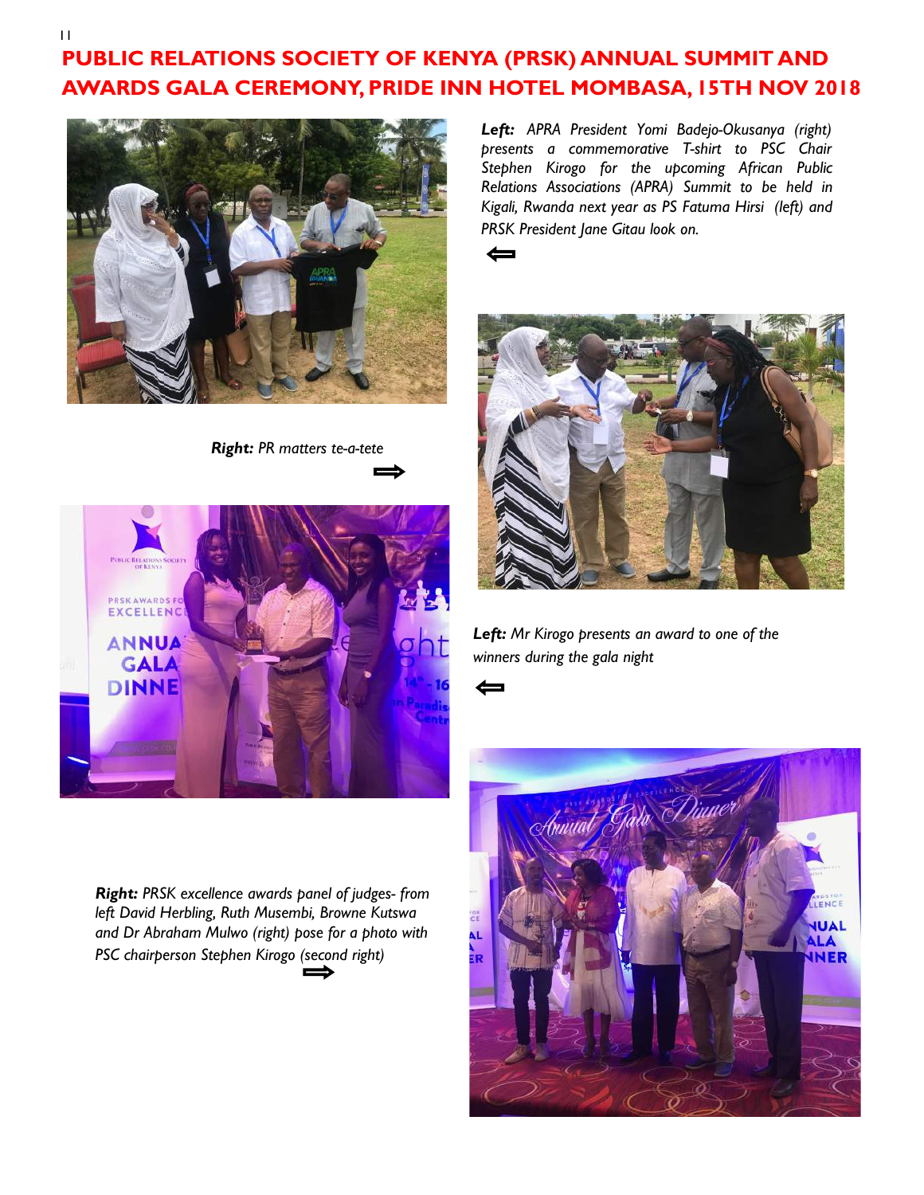# PUBLIC RELATIONS SOCIETY OF KENYA (PRSK) ANNUAL SUMMIT AND AWARDS GALA CEREMONY, PRIDE INN HOTEL MOMBASA, 15TH NOV 2018

***Left:*** *APRA President Yomi Badejo-Okusanya (right) presents a commemorative T-shirt to PSC Chair Stephen Kirogo for the upcoming African Public Relations Associations (APRA) Summit to be held in Kigali, Rwanda next year as PS Fatuma Hirsi (left) and PRSK President Jane Gitau look on.*

⇐

***Right:*** *PR matters te-a-tete*

⇒

***Left:*** *Mr Kirogo presents an award to one of the winners during the gala night*

⇐

***Right:*** *PRSK excellence awards panel of judges- from left David Herbling, Ruth Musembi, Browne Kutswa and Dr Abraham Mulwo (right) pose for a photo with PSC chairperson Stephen Kirogo (second right)*

⇒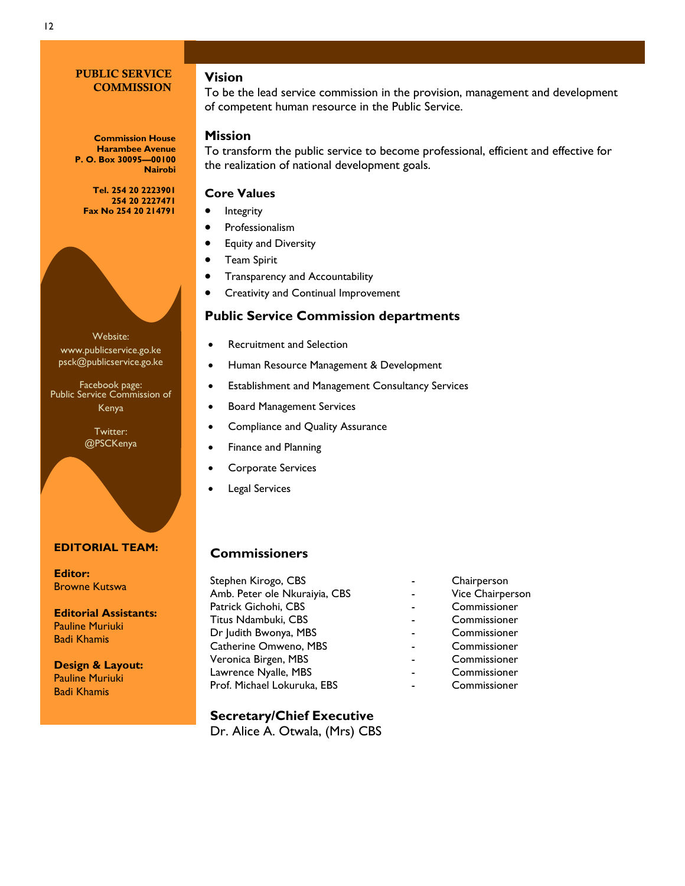**PUBLIC SERVICE COMMISSION**

**Commission House**
**Harambee Avenue**
**P. O. Box 30095—00100**
**Nairobi**

**Tel. 254 20 2223901**
**254 20 2227471**
**Fax No 254 20 214791**

Website:
www.publicservice.go.ke
psck@publicservice.go.ke

Facebook page:
Public Service Commission of Kenya

Twitter:
@PSCKenya

**EDITORIAL TEAM:**

**Editor:**
Browne Kutswa

**Editorial Assistants:**
Pauline Muriuki
Badi Khamis

**Design & Layout:**
Pauline Muriuki
Badi Khamis

## Vision

To be the lead service commission in the provision, management and development of competent human resource in the Public Service.

## Mission

To transform the public service to become professional, efficient and effective for the realization of national development goals.

## Core Values

- Integrity
- Professionalism
- Equity and Diversity
- Team Spirit
- Transparency and Accountability
- Creativity and Continual Improvement

## Public Service Commission departments

- Recruitment and Selection
- Human Resource Management & Development
- Establishment and Management Consultancy Services
- Board Management Services
- Compliance and Quality Assurance
- Finance and Planning
- Corporate Services
- Legal Services

## Commissioners

| | | |
|---|---|---|
| Stephen Kirogo, CBS | - | Chairperson |
| Amb. Peter ole Nkuraiyia, CBS | - | Vice Chairperson |
| Patrick Gichohi, CBS | - | Commissioner |
| Titus Ndambuki, CBS | - | Commissioner |
| Dr Judith Bwonya, MBS | - | Commissioner |
| Catherine Omweno, MBS | - | Commissioner |
| Veronica Birgen, MBS | - | Commissioner |
| Lawrence Nyalle, MBS | - | Commissioner |
| Prof. Michael Lokuruka, EBS | - | Commissioner |

## Secretary/Chief Executive

Dr. Alice A. Otwala, (Mrs) CBS